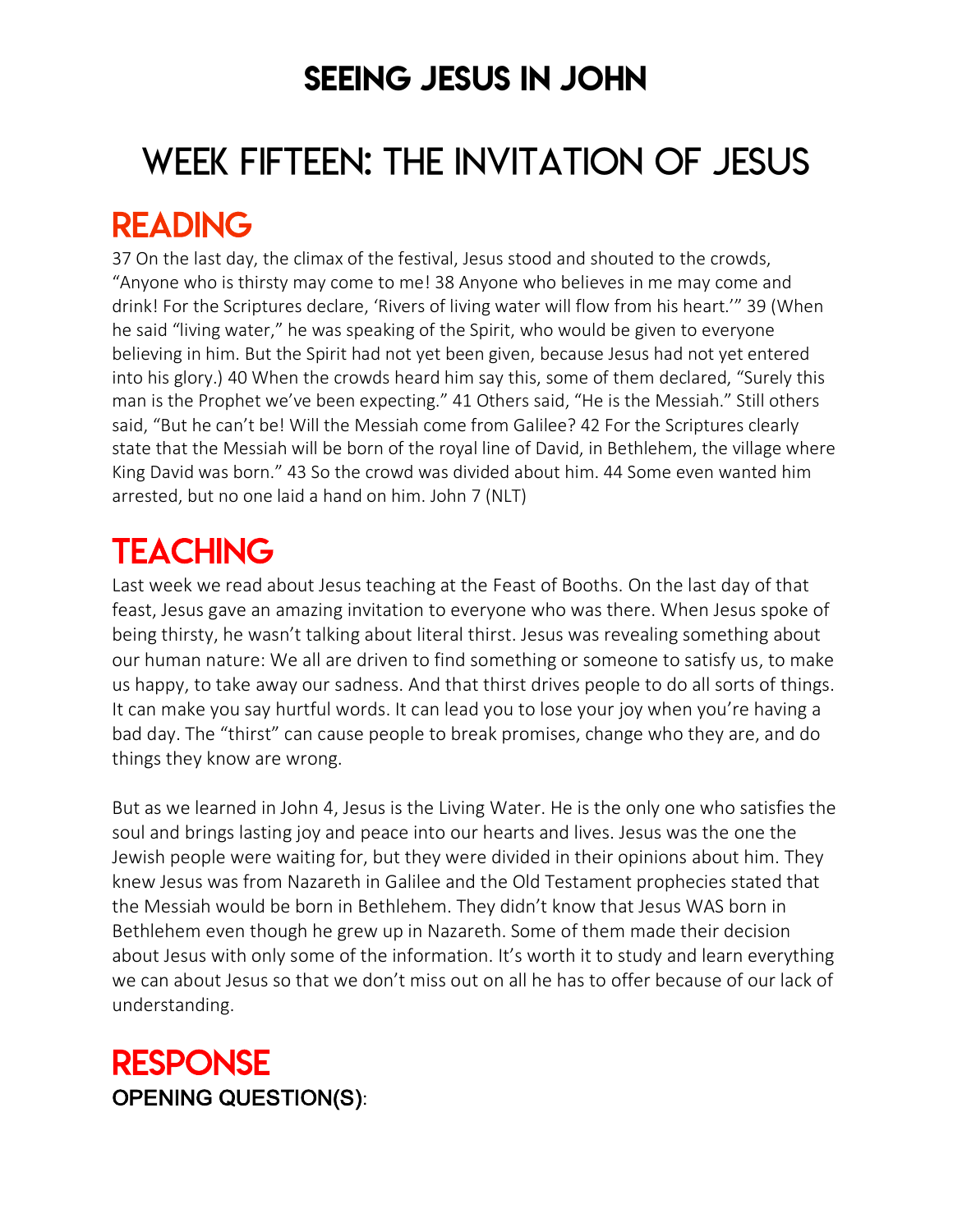# SEEING JESUS IN JOHN

# WEEK FIFTEEN: THE INVITATION OF JESUS

## READING

37 On the last day, the climax of the festival, Jesus stood and shouted to the crowds, “Anyone who is thirsty may come to me! 38 Anyone who believes in me may come and drink! For the Scriptures declare, ‘Rivers of living water will flow from his heart.’” 39 (When he said “living water,” he was speaking of the Spirit, who would be given to everyone believing in him. But the Spirit had not yet been given, because Jesus had not yet entered into his glory.) 40 When the crowds heard him say this, some of them declared, “Surely this man is the Prophet we’ve been expecting.” 41 Others said, “He is the Messiah.” Still others said, “But he can’t be! Will the Messiah come from Galilee? 42 For the Scriptures clearly state that the Messiah will be born of the royal line of David, in Bethlehem, the village where King David was born.” 43 So the crowd was divided about him. 44 Some even wanted him arrested, but no one laid a hand on him. John 7 (NLT)

## TEACHING

Last week we read about Jesus teaching at the Feast of Booths. On the last day of that feast, Jesus gave an amazing invitation to everyone who was there. When Jesus spoke of being thirsty, he wasn’t talking about literal thirst. Jesus was revealing something about our human nature: We all are driven to find something or someone to satisfy us, to make us happy, to take away our sadness. And that thirst drives people to do all sorts of things. It can make you say hurtful words. It can lead you to lose your joy when you’re having a bad day. The “thirst” can cause people to break promises, change who they are, and do things they know are wrong.

But as we learned in John 4, Jesus is the Living Water. He is the only one who satisfies the soul and brings lasting joy and peace into our hearts and lives. Jesus was the one the Jewish people were waiting for, but they were divided in their opinions about him. They knew Jesus was from Nazareth in Galilee and the Old Testament prophecies stated that the Messiah would be born in Bethlehem. They didn’t know that Jesus WAS born in Bethlehem even though he grew up in Nazareth. Some of them made their decision about Jesus with only some of the information. It’s worth it to study and learn everything we can about Jesus so that we don’t miss out on all he has to offer because of our lack of understanding.

## RESPONSE

**OPENING QUESTION(S)**: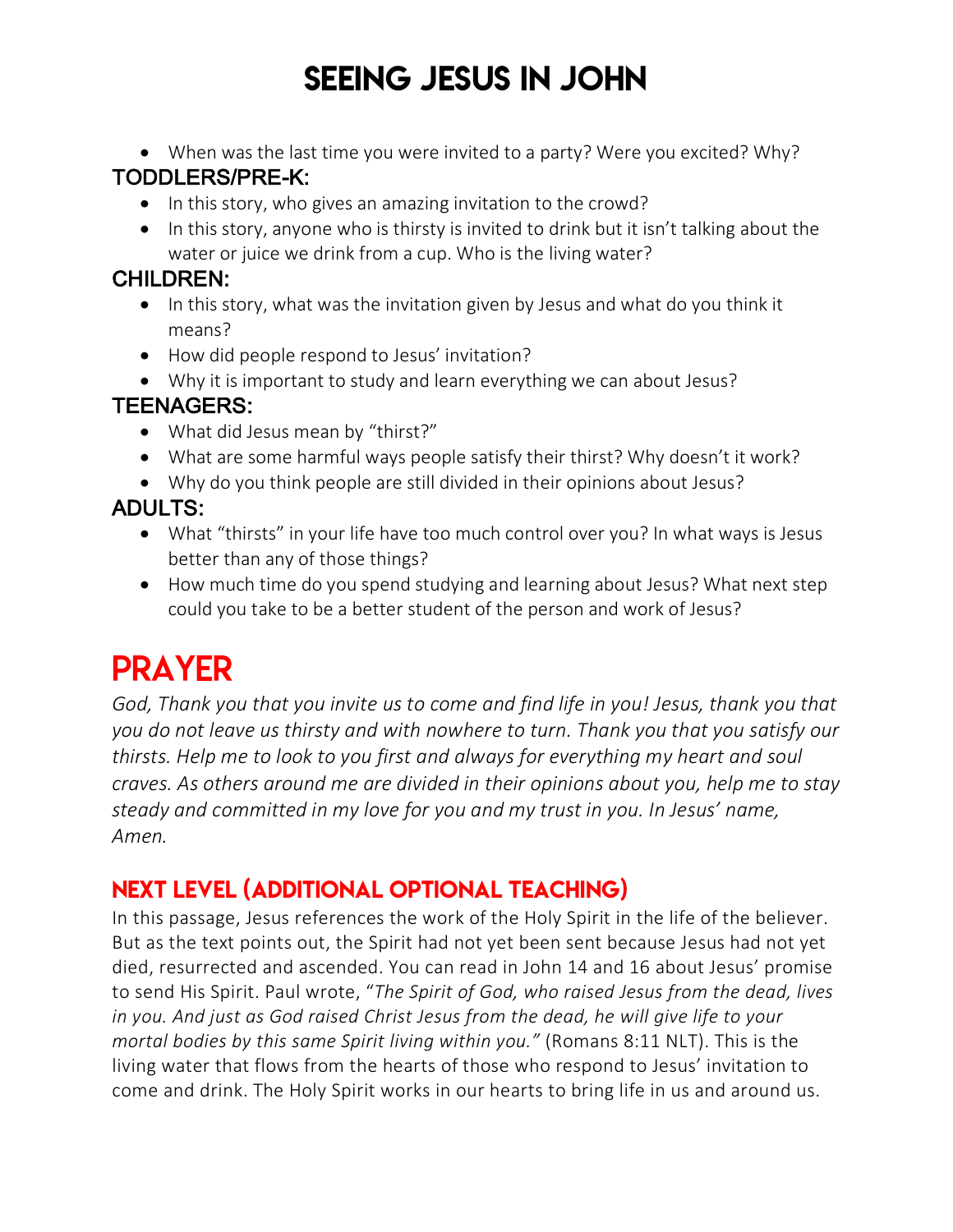# SEEING JESUS IN JOHN

- When was the last time you were invited to a party? Were you excited? Why?

### TODDLERS/PRE-K:

- In this story, who gives an amazing invitation to the crowd?
- In this story, anyone who is thirsty is invited to drink but it isn't talking about the water or juice we drink from a cup. Who is the living water?

### CHILDREN:

- In this story, what was the invitation given by Jesus and what do you think it means?
- How did people respond to Jesus' invitation?
- Why it is important to study and learn everything we can about Jesus?

### TEENAGERS:

- What did Jesus mean by "thirst?"
- What are some harmful ways people satisfy their thirst? Why doesn't it work?
- Why do you think people are still divided in their opinions about Jesus?

### ADULTS:

- What "thirsts" in your life have too much control over you? In what ways is Jesus better than any of those things?
- How much time do you spend studying and learning about Jesus? What next step could you take to be a better student of the person and work of Jesus?

## PRAYER

*God, Thank you that you invite us to come and find life in you! Jesus, thank you that you do not leave us thirsty and with nowhere to turn. Thank you that you satisfy our thirsts. Help me to look to you first and always for everything my heart and soul craves. As others around me are divided in their opinions about you, help me to stay steady and committed in my love for you and my trust in you. In Jesus' name, Amen.*

### NEXT LEVEL (ADDITIONAL OPTIONAL TEACHING)

In this passage, Jesus references the work of the Holy Spirit in the life of the believer. But as the text points out, the Spirit had not yet been sent because Jesus had not yet died, resurrected and ascended. You can read in John 14 and 16 about Jesus' promise to send His Spirit. Paul wrote, "*The Spirit of God, who raised Jesus from the dead, lives in you. And just as God raised Christ Jesus from the dead, he will give life to your mortal bodies by this same Spirit living within you."* (Romans 8:11 NLT). This is the living water that flows from the hearts of those who respond to Jesus' invitation to come and drink. The Holy Spirit works in our hearts to bring life in us and around us.